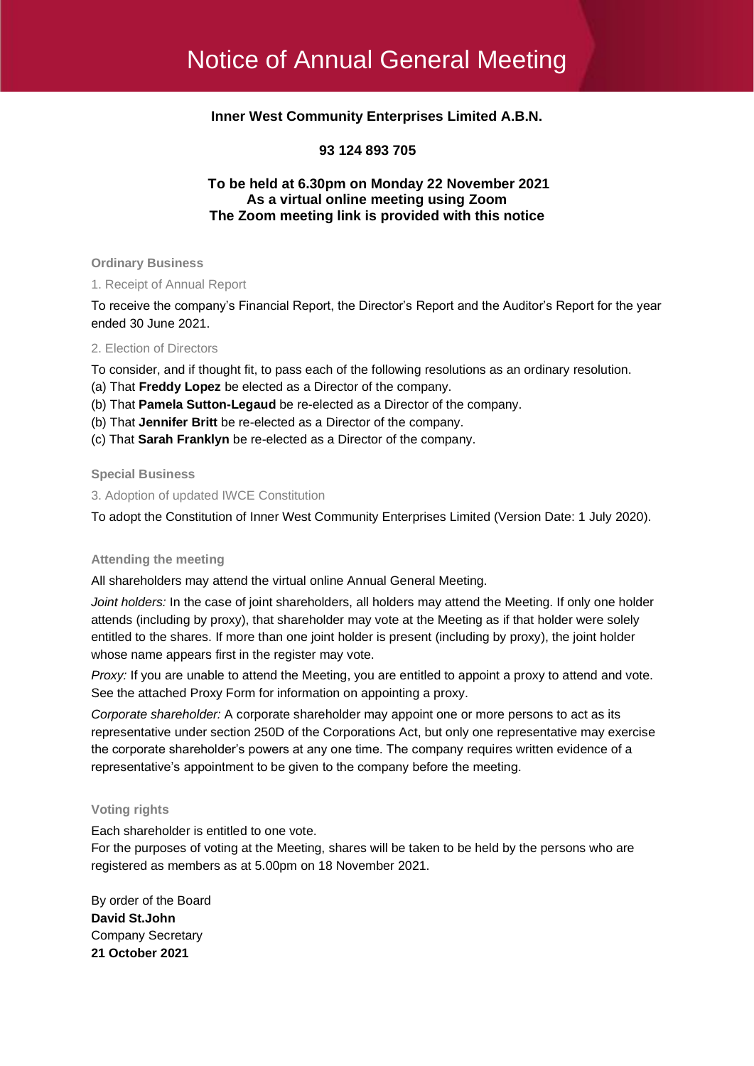# Notice of Annual General Meeting

**Inner West Community Enterprises Limited A.B.N.**

**93 124 893 705**

**To be held at 6.30pm on Monday 22 November 2021**
**As a virtual online meeting using Zoom**
**The Zoom meeting link is provided with this notice**

## Ordinary Business

### 1. Receipt of Annual Report

To receive the company's Financial Report, the Director's Report and the Auditor's Report for the year ended 30 June 2021.

### 2. Election of Directors

To consider, and if thought fit, to pass each of the following resolutions as an ordinary resolution.

(a) That **Freddy Lopez** be elected as a Director of the company.
(b) That **Pamela Sutton-Legaud** be re-elected as a Director of the company.
(b) That **Jennifer Britt** be re-elected as a Director of the company.
(c) That **Sarah Franklyn** be re-elected as a Director of the company.

## Special Business

### 3. Adoption of updated IWCE Constitution

To adopt the Constitution of Inner West Community Enterprises Limited (Version Date: 1 July 2020).

## Attending the meeting

All shareholders may attend the virtual online Annual General Meeting.

*Joint holders:* In the case of joint shareholders, all holders may attend the Meeting. If only one holder attends (including by proxy), that shareholder may vote at the Meeting as if that holder were solely entitled to the shares. If more than one joint holder is present (including by proxy), the joint holder whose name appears first in the register may vote.

*Proxy:* If you are unable to attend the Meeting, you are entitled to appoint a proxy to attend and vote. See the attached Proxy Form for information on appointing a proxy.

*Corporate shareholder:* A corporate shareholder may appoint one or more persons to act as its representative under section 250D of the Corporations Act, but only one representative may exercise the corporate shareholder's powers at any one time. The company requires written evidence of a representative's appointment to be given to the company before the meeting.

## Voting rights

Each shareholder is entitled to one vote.
For the purposes of voting at the Meeting, shares will be taken to be held by the persons who are registered as members as at 5.00pm on 18 November 2021.

By order of the Board
**David St.John**
Company Secretary
**21 October 2021**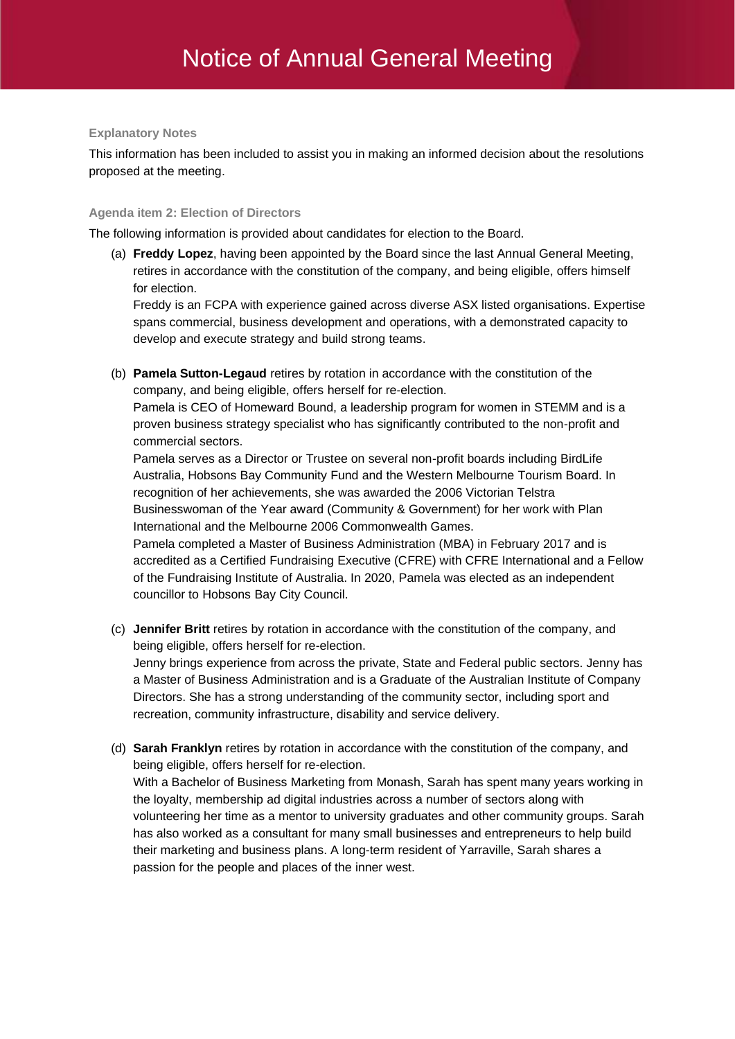# Notice of Annual General Meeting

### Explanatory Notes

This information has been included to assist you in making an informed decision about the resolutions proposed at the meeting.

### Agenda item 2: Election of Directors

The following information is provided about candidates for election to the Board.

(a) **Freddy Lopez**, having been appointed by the Board since the last Annual General Meeting, retires in accordance with the constitution of the company, and being eligible, offers himself for election.
Freddy is an FCPA with experience gained across diverse ASX listed organisations. Expertise spans commercial, business development and operations, with a demonstrated capacity to develop and execute strategy and build strong teams.

(b) **Pamela Sutton-Legaud** retires by rotation in accordance with the constitution of the company, and being eligible, offers herself for re-election.
Pamela is CEO of Homeward Bound, a leadership program for women in STEMM and is a proven business strategy specialist who has significantly contributed to the non-profit and commercial sectors.
Pamela serves as a Director or Trustee on several non-profit boards including BirdLife Australia, Hobsons Bay Community Fund and the Western Melbourne Tourism Board. In recognition of her achievements, she was awarded the 2006 Victorian Telstra Businesswoman of the Year award (Community & Government) for her work with Plan International and the Melbourne 2006 Commonwealth Games.
Pamela completed a Master of Business Administration (MBA) in February 2017 and is accredited as a Certified Fundraising Executive (CFRE) with CFRE International and a Fellow of the Fundraising Institute of Australia. In 2020, Pamela was elected as an independent councillor to Hobsons Bay City Council.

(c) **Jennifer Britt** retires by rotation in accordance with the constitution of the company, and being eligible, offers herself for re-election.
Jenny brings experience from across the private, State and Federal public sectors. Jenny has a Master of Business Administration and is a Graduate of the Australian Institute of Company Directors. She has a strong understanding of the community sector, including sport and recreation, community infrastructure, disability and service delivery.

(d) **Sarah Franklyn** retires by rotation in accordance with the constitution of the company, and being eligible, offers herself for re-election.
With a Bachelor of Business Marketing from Monash, Sarah has spent many years working in the loyalty, membership ad digital industries across a number of sectors along with volunteering her time as a mentor to university graduates and other community groups. Sarah has also worked as a consultant for many small businesses and entrepreneurs to help build their marketing and business plans. A long-term resident of Yarraville, Sarah shares a passion for the people and places of the inner west.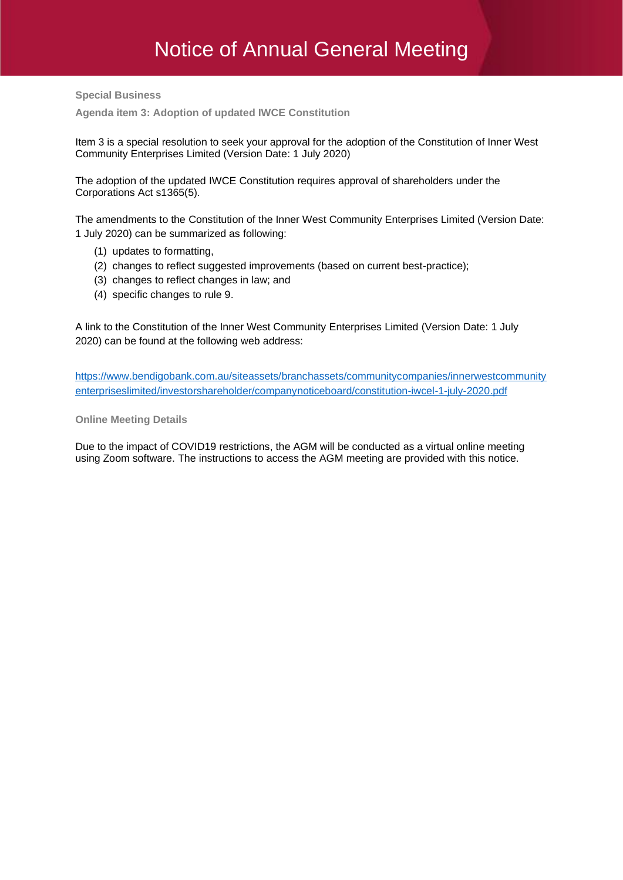# Notice of Annual General Meeting

**Special Business**

**Agenda item 3: Adoption of updated IWCE Constitution**

Item 3 is a special resolution to seek your approval for the adoption of the Constitution of Inner West Community Enterprises Limited (Version Date: 1 July 2020)

The adoption of the updated IWCE Constitution requires approval of shareholders under the Corporations Act s1365(5).

The amendments to the Constitution of the Inner West Community Enterprises Limited (Version Date: 1 July 2020) can be summarized as following:

(1) updates to formatting,
(2) changes to reflect suggested improvements (based on current best-practice);
(3) changes to reflect changes in law; and
(4) specific changes to rule 9.

A link to the Constitution of the Inner West Community Enterprises Limited (Version Date: 1 July 2020) can be found at the following web address:

https://www.bendigobank.com.au/siteassets/branchassets/communitycompanies/innerwestcommunityenterpriseslimited/investorshareholder/companynoticeboard/constitution-iwcel-1-july-2020.pdf

**Online Meeting Details**

Due to the impact of COVID19 restrictions, the AGM will be conducted as a virtual online meeting using Zoom software. The instructions to access the AGM meeting are provided with this notice.